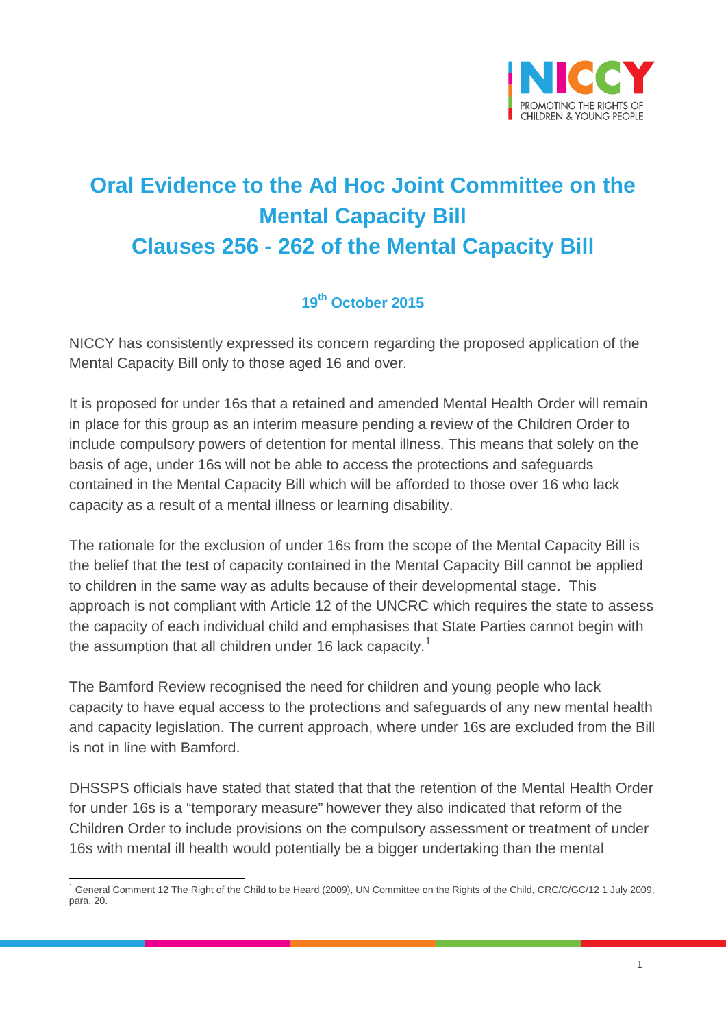# Oral Evidence to the Ad Hoc Joint Committee on the Mental Capacity Bill Clauses 256 - 262 of the Mental Capacity Bill

**19th October 2015**

NICCY has consistently expressed its concern regarding the proposed application of the Mental Capacity Bill only to those aged 16 and over.

It is proposed for under 16s that a retained and amended Mental Health Order will remain in place for this group as an interim measure pending a review of the Children Order to include compulsory powers of detention for mental illness. This means that solely on the basis of age, under 16s will not be able to access the protections and safeguards contained in the Mental Capacity Bill which will be afforded to those over 16 who lack capacity as a result of a mental illness or learning disability.

The rationale for the exclusion of under 16s from the scope of the Mental Capacity Bill is the belief that the test of capacity contained in the Mental Capacity Bill cannot be applied to children in the same way as adults because of their developmental stage. This approach is not compliant with Article 12 of the UNCRC which requires the state to assess the capacity of each individual child and emphasises that State Parties cannot begin with the assumption that all children under 16 lack capacity.[1]

The Bamford Review recognised the need for children and young people who lack capacity to have equal access to the protections and safeguards of any new mental health and capacity legislation. The current approach, where under 16s are excluded from the Bill is not in line with Bamford.

DHSSPS officials have stated that stated that that the retention of the Mental Health Order for under 16s is a "temporary measure" however they also indicated that reform of the Children Order to include provisions on the compulsory assessment or treatment of under 16s with mental ill health would potentially be a bigger undertaking than the mental

[1] General Comment 12 The Right of the Child to be Heard (2009), UN Committee on the Rights of the Child, CRC/C/GC/12 1 July 2009, para. 20.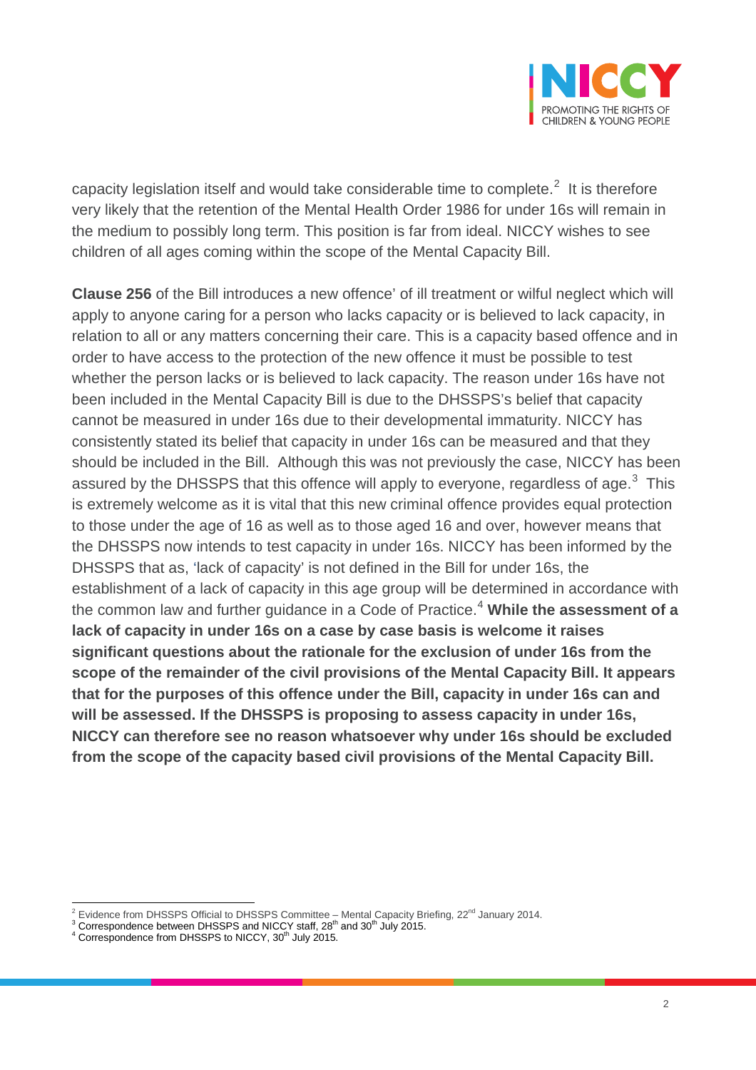capacity legislation itself and would take considerable time to complete.[2] It is therefore very likely that the retention of the Mental Health Order 1986 for under 16s will remain in the medium to possibly long term. This position is far from ideal. NICCY wishes to see children of all ages coming within the scope of the Mental Capacity Bill.

**Clause 256** of the Bill introduces a new offence' of ill treatment or wilful neglect which will apply to anyone caring for a person who lacks capacity or is believed to lack capacity, in relation to all or any matters concerning their care. This is a capacity based offence and in order to have access to the protection of the new offence it must be possible to test whether the person lacks or is believed to lack capacity. The reason under 16s have not been included in the Mental Capacity Bill is due to the DHSSPS's belief that capacity cannot be measured in under 16s due to their developmental immaturity. NICCY has consistently stated its belief that capacity in under 16s can be measured and that they should be included in the Bill. Although this was not previously the case, NICCY has been assured by the DHSSPS that this offence will apply to everyone, regardless of age.[3] This is extremely welcome as it is vital that this new criminal offence provides equal protection to those under the age of 16 as well as to those aged 16 and over, however means that the DHSSPS now intends to test capacity in under 16s. NICCY has been informed by the DHSSPS that as, 'lack of capacity' is not defined in the Bill for under 16s, the establishment of a lack of capacity in this age group will be determined in accordance with the common law and further guidance in a Code of Practice.[4] **While the assessment of a lack of capacity in under 16s on a case by case basis is welcome it raises significant questions about the rationale for the exclusion of under 16s from the scope of the remainder of the civil provisions of the Mental Capacity Bill. It appears that for the purposes of this offence under the Bill, capacity in under 16s can and will be assessed. If the DHSSPS is proposing to assess capacity in under 16s, NICCY can therefore see no reason whatsoever why under 16s should be excluded from the scope of the capacity based civil provisions of the Mental Capacity Bill.**

---

[2] Evidence from DHSSPS Official to DHSSPS Committee – Mental Capacity Briefing, 22nd January 2014.
[3] Correspondence between DHSSPS and NICCY staff, 28th and 30th July 2015.
[4] Correspondence from DHSSPS to NICCY, 30th July 2015.